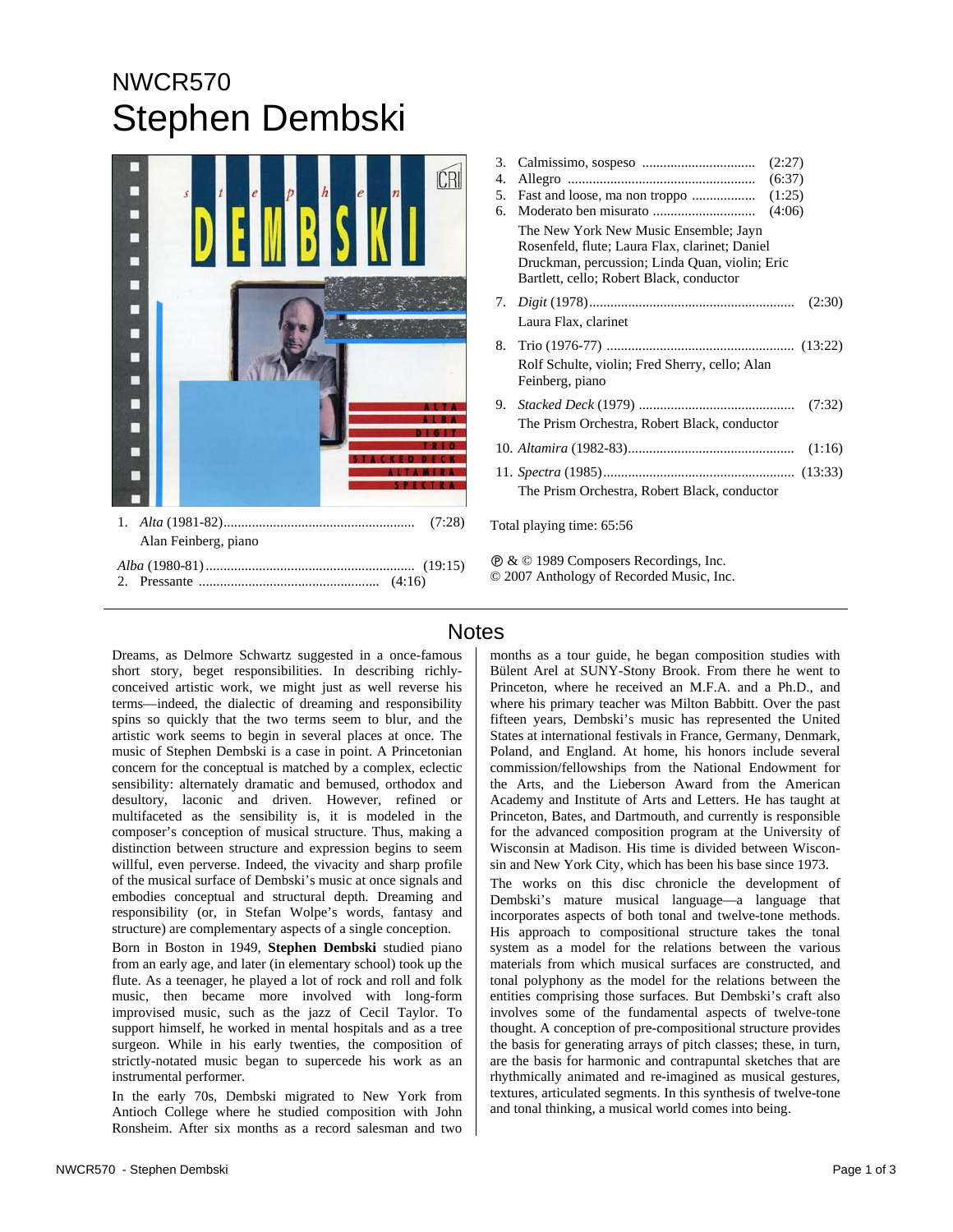# NWCR570
# Stephen Dembski

1. *Alta* (1981-82) ........................................ (7:28)
   Alan Feinberg, piano

*Alba* (1980-81) ........................................ (19:15)

2. Pressante ........................................ (4:16)
3. Calmissimo, sospeso ........................................ (2:27)
4. Allegro ........................................ (6:37)
5. Fast and loose, ma non troppo ........................................ (1:25)
6. Moderato ben misurato ........................................ (4:06)

   The New York New Music Ensemble; Jayn Rosenfeld, flute; Laura Flax, clarinet; Daniel Druckman, percussion; Linda Quan, violin; Eric Bartlett, cello; Robert Black, conductor

7. *Digit* (1978) ........................................ (2:30)
   Laura Flax, clarinet
8. Trio (1976-77) ........................................ (13:22)
   Rolf Schulte, violin; Fred Sherry, cello; Alan Feinberg, piano
9. *Stacked Deck* (1979) ........................................ (7:32)
   The Prism Orchestra, Robert Black, conductor
10. *Altamira* (1982-83) ........................................ (1:16)
11. *Spectra* (1985) ........................................ (13:33)
    The Prism Orchestra, Robert Black, conductor

Total playing time: 65:56

℗ & © 1989 Composers Recordings, Inc.
© 2007 Anthology of Recorded Music, Inc.

## Notes

Dreams, as Delmore Schwartz suggested in a once-famous short story, beget responsibilities. In describing richly-conceived artistic work, we might just as well reverse his terms—indeed, the dialectic of dreaming and responsibility spins so quickly that the two terms seem to blur, and the artistic work seems to begin in several places at once. The music of Stephen Dembski is a case in point. A Princetonian concern for the conceptual is matched by a complex, eclectic sensibility: alternately dramatic and bemused, orthodox and desultory, laconic and driven. However, refined or multifaceted as the sensibility is, it is modeled in the composer's conception of musical structure. Thus, making a distinction between structure and expression begins to seem willful, even perverse. Indeed, the vivacity and sharp profile of the musical surface of Dembski's music at once signals and embodies conceptual and structural depth. Dreaming and responsibility (or, in Stefan Wolpe's words, fantasy and structure) are complementary aspects of a single conception.

Born in Boston in 1949, **Stephen Dembski** studied piano from an early age, and later (in elementary school) took up the flute. As a teenager, he played a lot of rock and roll and folk music, then became more involved with long-form improvised music, such as the jazz of Cecil Taylor. To support himself, he worked in mental hospitals and as a tree surgeon. While in his early twenties, the composition of strictly-notated music began to supercede his work as an instrumental performer.

In the early 70s, Dembski migrated to New York from Antioch College where he studied composition with John Ronsheim. After six months as a record salesman and two months as a tour guide, he began composition studies with Bülent Arel at SUNY-Stony Brook. From there he went to Princeton, where he received an M.F.A. and a Ph.D., and where his primary teacher was Milton Babbitt. Over the past fifteen years, Dembski's music has represented the United States at international festivals in France, Germany, Denmark, Poland, and England. At home, his honors include several commission/fellowships from the National Endowment for the Arts, and the Lieberson Award from the American Academy and Institute of Arts and Letters. He has taught at Princeton, Bates, and Dartmouth, and currently is responsible for the advanced composition program at the University of Wisconsin at Madison. His time is divided between Wisconsin and New York City, which has been his base since 1973.

The works on this disc chronicle the development of Dembski's mature musical language—a language that incorporates aspects of both tonal and twelve-tone methods. His approach to compositional structure takes the tonal system as a model for the relations between the various materials from which musical surfaces are constructed, and tonal polyphony as the model for the relations between the entities comprising those surfaces. But Dembski's craft also involves some of the fundamental aspects of twelve-tone thought. A conception of pre-compositional structure provides the basis for generating arrays of pitch classes; these, in turn, are the basis for harmonic and contrapuntal sketches that are rhythmically animated and re-imagined as musical gestures, textures, articulated segments. In this synthesis of twelve-tone and tonal thinking, a musical world comes into being.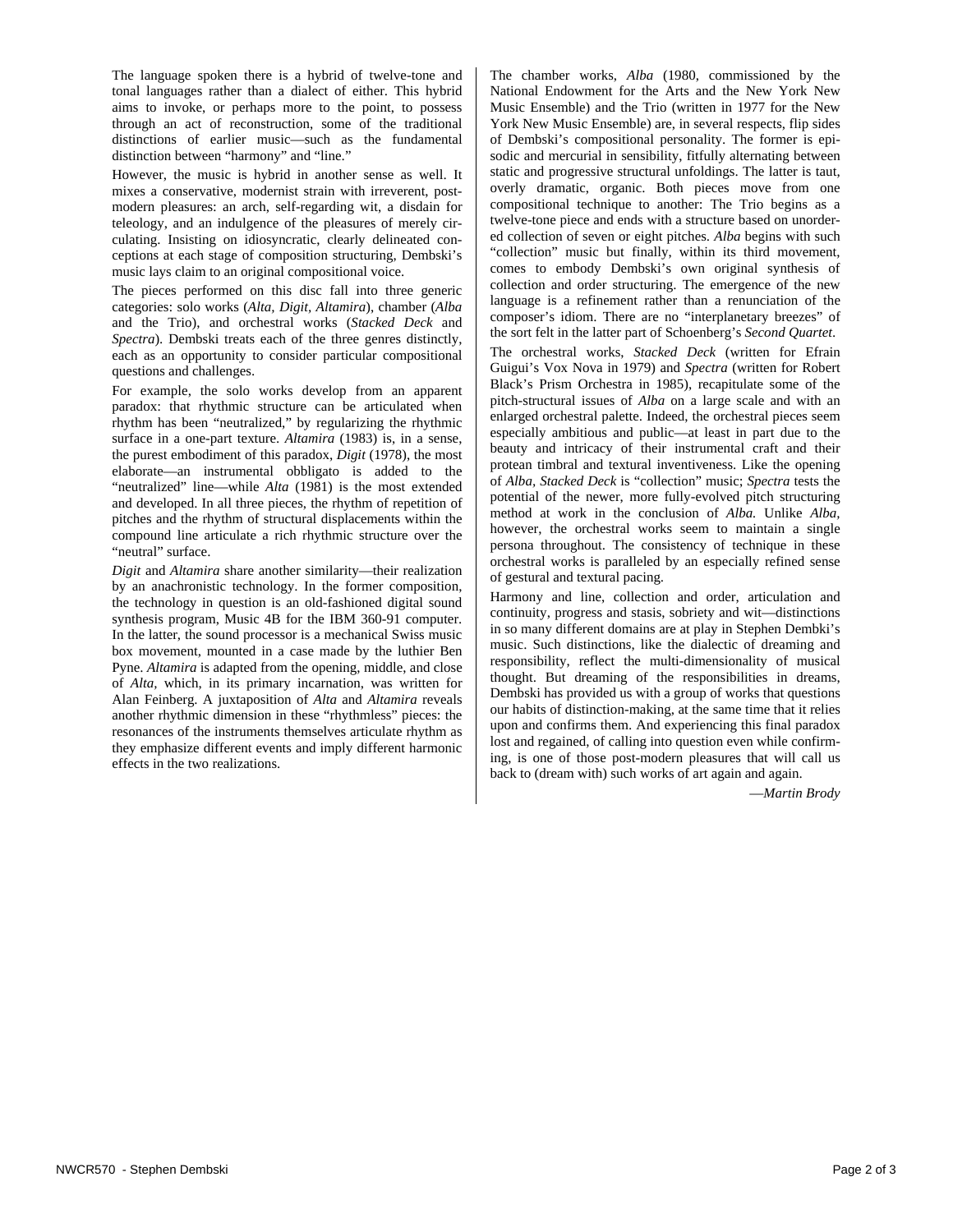The language spoken there is a hybrid of twelve-tone and tonal languages rather than a dialect of either. This hybrid aims to invoke, or perhaps more to the point, to possess through an act of reconstruction, some of the traditional distinctions of earlier music—such as the fundamental distinction between "harmony" and "line."

However, the music is hybrid in another sense as well. It mixes a conservative, modernist strain with irreverent, post-modern pleasures: an arch, self-regarding wit, a disdain for teleology, and an indulgence of the pleasures of merely circulating. Insisting on idiosyncratic, clearly delineated conceptions at each stage of composition structuring, Dembski's music lays claim to an original compositional voice.

The pieces performed on this disc fall into three generic categories: solo works (*Alta, Digit, Altamira*), chamber (*Alba* and the Trio), and orchestral works (*Stacked Deck* and *Spectra*). Dembski treats each of the three genres distinctly, each as an opportunity to consider particular compositional questions and challenges.

For example, the solo works develop from an apparent paradox: that rhythmic structure can be articulated when rhythm has been "neutralized," by regularizing the rhythmic surface in a one-part texture. *Altamira* (1983) is, in a sense, the purest embodiment of this paradox, *Digit* (1978), the most elaborate—an instrumental obbligato is added to the "neutralized" line—while *Alta* (1981) is the most extended and developed. In all three pieces, the rhythm of repetition of pitches and the rhythm of structural displacements within the compound line articulate a rich rhythmic structure over the "neutral" surface.

*Digit* and *Altamira* share another similarity—their realization by an anachronistic technology. In the former composition, the technology in question is an old-fashioned digital sound synthesis program, Music 4B for the IBM 360-91 computer. In the latter, the sound processor is a mechanical Swiss music box movement, mounted in a case made by the luthier Ben Pyne. *Altamira* is adapted from the opening, middle, and close of *Alta,* which, in its primary incarnation, was written for Alan Feinberg. A juxtaposition of *Alta* and *Altamira* reveals another rhythmic dimension in these "rhythmless" pieces: the resonances of the instruments themselves articulate rhythm as they emphasize different events and imply different harmonic effects in the two realizations.

The chamber works, *Alba* (1980, commissioned by the National Endowment for the Arts and the New York New Music Ensemble) and the Trio (written in 1977 for the New York New Music Ensemble) are, in several respects, flip sides of Dembski's compositional personality. The former is episodic and mercurial in sensibility, fitfully alternating between static and progressive structural unfoldings. The latter is taut, overly dramatic, organic. Both pieces move from one compositional technique to another: The Trio begins as a twelve-tone piece and ends with a structure based on unordered collection of seven or eight pitches. *Alba* begins with such "collection" music but finally, within its third movement, comes to embody Dembski's own original synthesis of collection and order structuring. The emergence of the new language is a refinement rather than a renunciation of the composer's idiom. There are no "interplanetary breezes" of the sort felt in the latter part of Schoenberg's *Second Quartet*.

The orchestral works, *Stacked Deck* (written for Efrain Guigui's Vox Nova in 1979) and *Spectra* (written for Robert Black's Prism Orchestra in 1985), recapitulate some of the pitch-structural issues of *Alba* on a large scale and with an enlarged orchestral palette. Indeed, the orchestral pieces seem especially ambitious and public—at least in part due to the beauty and intricacy of their instrumental craft and their protean timbral and textural inventiveness. Like the opening of *Alba, Stacked Deck* is "collection" music; *Spectra* tests the potential of the newer, more fully-evolved pitch structuring method at work in the conclusion of *Alba.* Unlike *Alba,* however, the orchestral works seem to maintain a single persona throughout. The consistency of technique in these orchestral works is paralleled by an especially refined sense of gestural and textural pacing.

Harmony and line, collection and order, articulation and continuity, progress and stasis, sobriety and wit—distinctions in so many different domains are at play in Stephen Dembki's music. Such distinctions, like the dialectic of dreaming and responsibility, reflect the multi-dimensionality of musical thought. But dreaming of the responsibilities in dreams, Dembski has provided us with a group of works that questions our habits of distinction-making, at the same time that it relies upon and confirms them. And experiencing this final paradox lost and regained, of calling into question even while confirming, is one of those post-modern pleasures that will call us back to (dream with) such works of art again and again.

—*Martin Brody*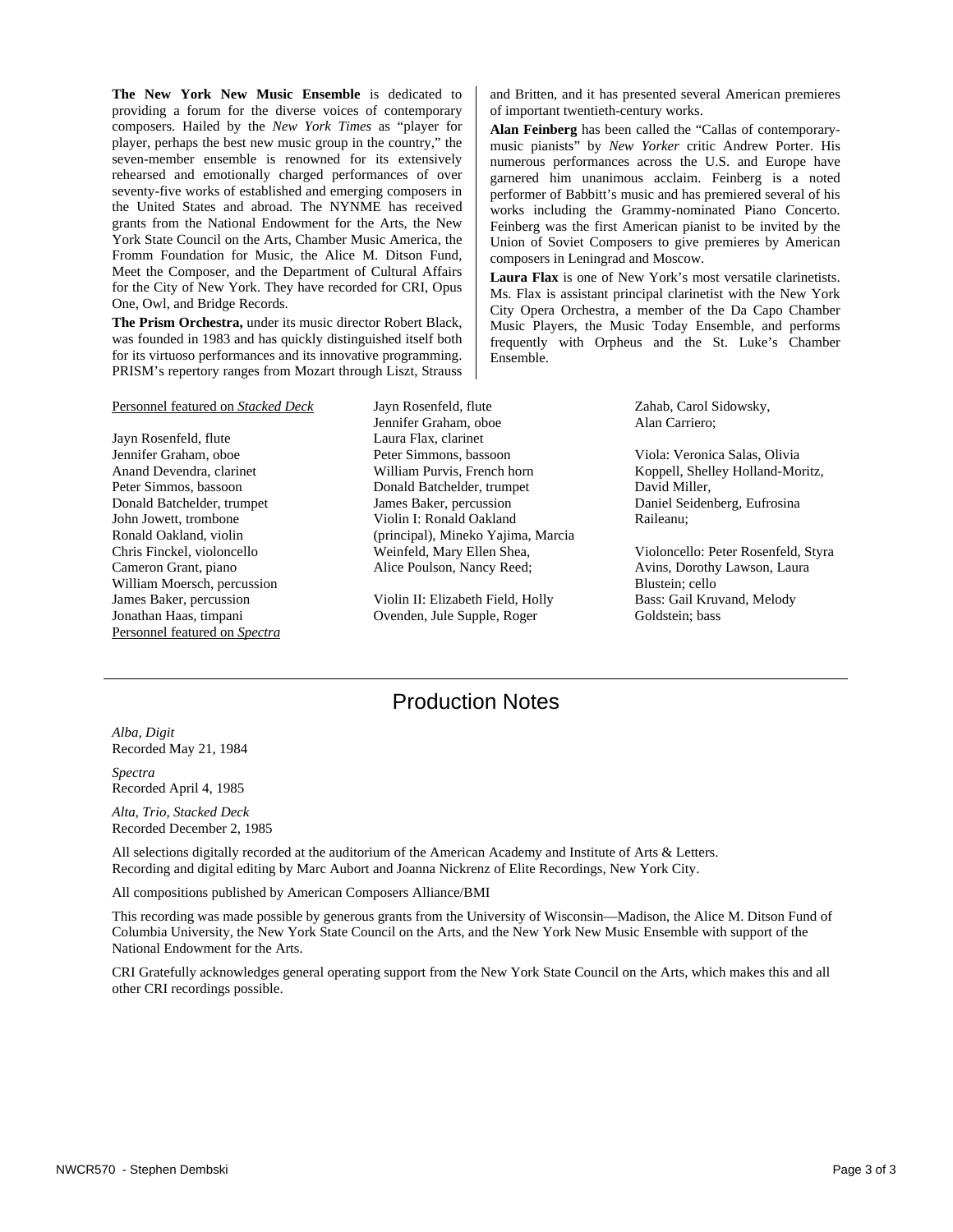**The New York New Music Ensemble** is dedicated to providing a forum for the diverse voices of contemporary composers. Hailed by the *New York Times* as "player for player, perhaps the best new music group in the country," the seven-member ensemble is renowned for its extensively rehearsed and emotionally charged performances of over seventy-five works of established and emerging composers in the United States and abroad. The NYNME has received grants from the National Endowment for the Arts, the New York State Council on the Arts, Chamber Music America, the Fromm Foundation for Music, the Alice M. Ditson Fund, Meet the Composer, and the Department of Cultural Affairs for the City of New York. They have recorded for CRI, Opus One, Owl, and Bridge Records.

**The Prism Orchestra,** under its music director Robert Black, was founded in 1983 and has quickly distinguished itself both for its virtuoso performances and its innovative programming. PRISM's repertory ranges from Mozart through Liszt, Strauss and Britten, and it has presented several American premieres of important twentieth-century works.

**Alan Feinberg** has been called the "Callas of contemporary-music pianists" by *New Yorker* critic Andrew Porter. His numerous performances across the U.S. and Europe have garnered him unanimous acclaim. Feinberg is a noted performer of Babbitt's music and has premiered several of his works including the Grammy-nominated Piano Concerto. Feinberg was the first American pianist to be invited by the Union of Soviet Composers to give premieres by American composers in Leningrad and Moscow.

**Laura Flax** is one of New York's most versatile clarinetists. Ms. Flax is assistant principal clarinetist with the New York City Opera Orchestra, a member of the Da Capo Chamber Music Players, the Music Today Ensemble, and performs frequently with Orpheus and the St. Luke's Chamber Ensemble.

Personnel featured on *Stacked Deck*

Jayn Rosenfeld, flute
Jennifer Graham, oboe
Anand Devendra, clarinet
Peter Simmos, bassoon
Donald Batchelder, trumpet
John Jowett, trombone
Ronald Oakland, violin
Chris Finckel, violoncello
Cameron Grant, piano
William Moersch, percussion
James Baker, percussion
Jonathan Haas, timpani

Personnel featured on *Spectra*

Jayn Rosenfeld, flute
Jennifer Graham, oboe
Laura Flax, clarinet
Peter Simmons, bassoon
William Purvis, French horn
Donald Batchelder, trumpet
James Baker, percussion
Violin I: Ronald Oakland (principal), Mineko Yajima, Marcia Weinfeld, Mary Ellen Shea, Alice Poulson, Nancy Reed;

Violin II: Elizabeth Field, Holly Ovenden, Jule Supple, Roger Zahab, Carol Sidowsky, Alan Carriero;

Viola: Veronica Salas, Olivia Koppell, Shelley Holland-Moritz, David Miller, Daniel Seidenberg, Eufrosina Raileanu;

Violoncello: Peter Rosenfeld, Styra Avins, Dorothy Lawson, Laura Blustein; cello
Bass: Gail Kruvand, Melody Goldstein; bass

# Production Notes

*Alba, Digit*
Recorded May 21, 1984

*Spectra*
Recorded April 4, 1985

*Alta, Trio, Stacked Deck*
Recorded December 2, 1985

All selections digitally recorded at the auditorium of the American Academy and Institute of Arts & Letters.
Recording and digital editing by Marc Aubort and Joanna Nickrenz of Elite Recordings, New York City.

All compositions published by American Composers Alliance/BMI

This recording was made possible by generous grants from the University of Wisconsin—Madison, the Alice M. Ditson Fund of Columbia University, the New York State Council on the Arts, and the New York New Music Ensemble with support of the National Endowment for the Arts.

CRI Gratefully acknowledges general operating support from the New York State Council on the Arts, which makes this and all other CRI recordings possible.